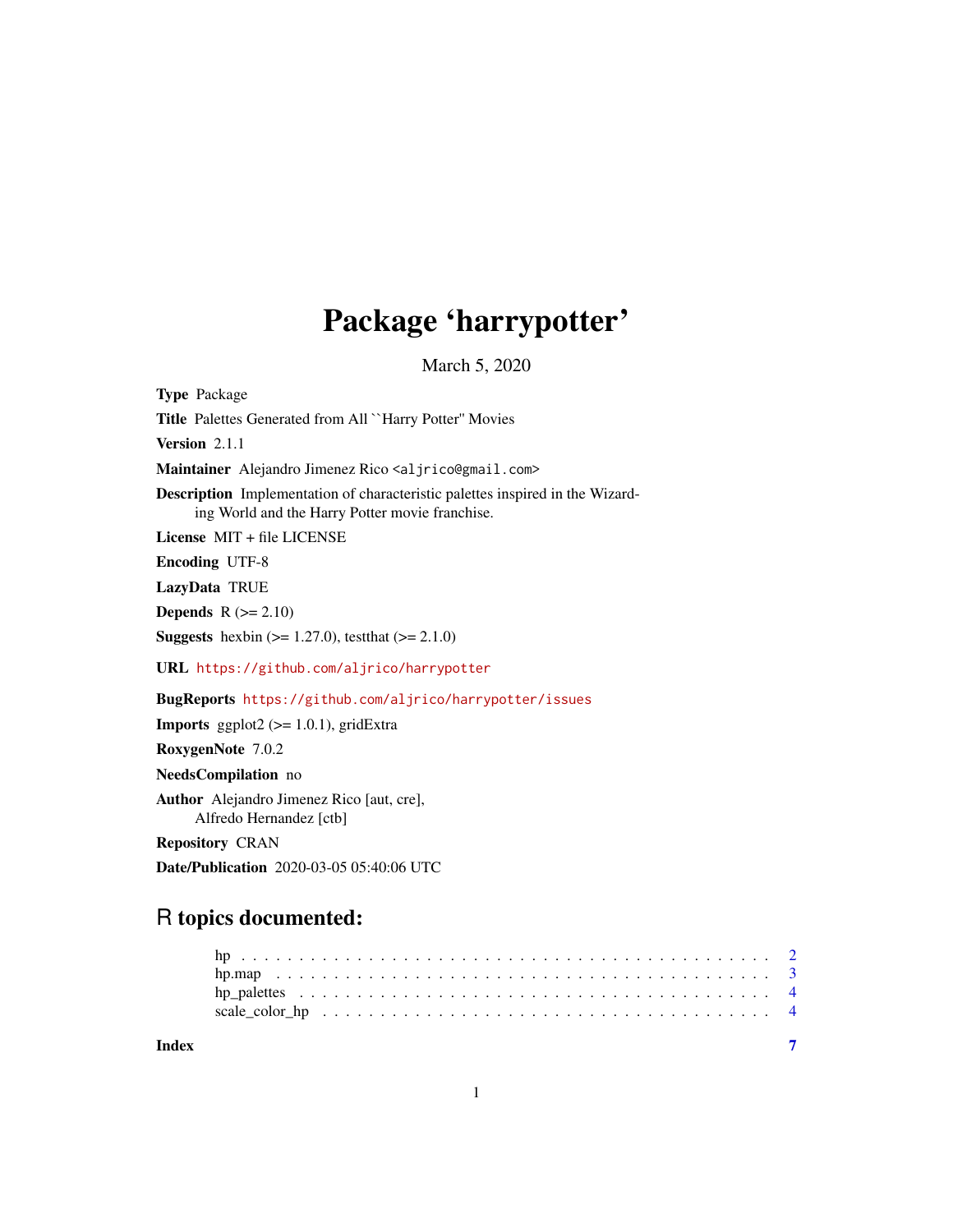# Package 'harrypotter'

March 5, 2020

**Type** Package

**Title** Palettes Generated from All ``Harry Potter'' Movies

**Version** 2.1.1

**Maintainer** Alejandro Jimenez Rico <aljrico@gmail.com>

**Description** Implementation of characteristic palettes inspired in the Wizarding World and the Harry Potter movie franchise.

**License** MIT + file LICENSE

**Encoding** UTF-8

**LazyData** TRUE

**Depends** R (>= 2.10)

**Suggests** hexbin (>= 1.27.0), testthat (>= 2.1.0)

**URL** https://github.com/aljrico/harrypotter

**BugReports** https://github.com/aljrico/harrypotter/issues

**Imports** ggplot2 (>= 1.0.1), gridExtra

**RoxygenNote** 7.0.2

**NeedsCompilation** no

**Author** Alejandro Jimenez Rico [aut, cre],
Alfredo Hernandez [ctb]

**Repository** CRAN

**Date/Publication** 2020-03-05 05:40:06 UTC

## R topics documented:

hp . . . . . . . . . . . . . . . . . . . . . . . . . . . . . . . . . . . . . . . . . . 2
hp.map . . . . . . . . . . . . . . . . . . . . . . . . . . . . . . . . . . . . . . . 3
hp_palettes . . . . . . . . . . . . . . . . . . . . . . . . . . . . . . . . . . . . 4
scale_color_hp . . . . . . . . . . . . . . . . . . . . . . . . . . . . . . . . . . 4

**Index** 7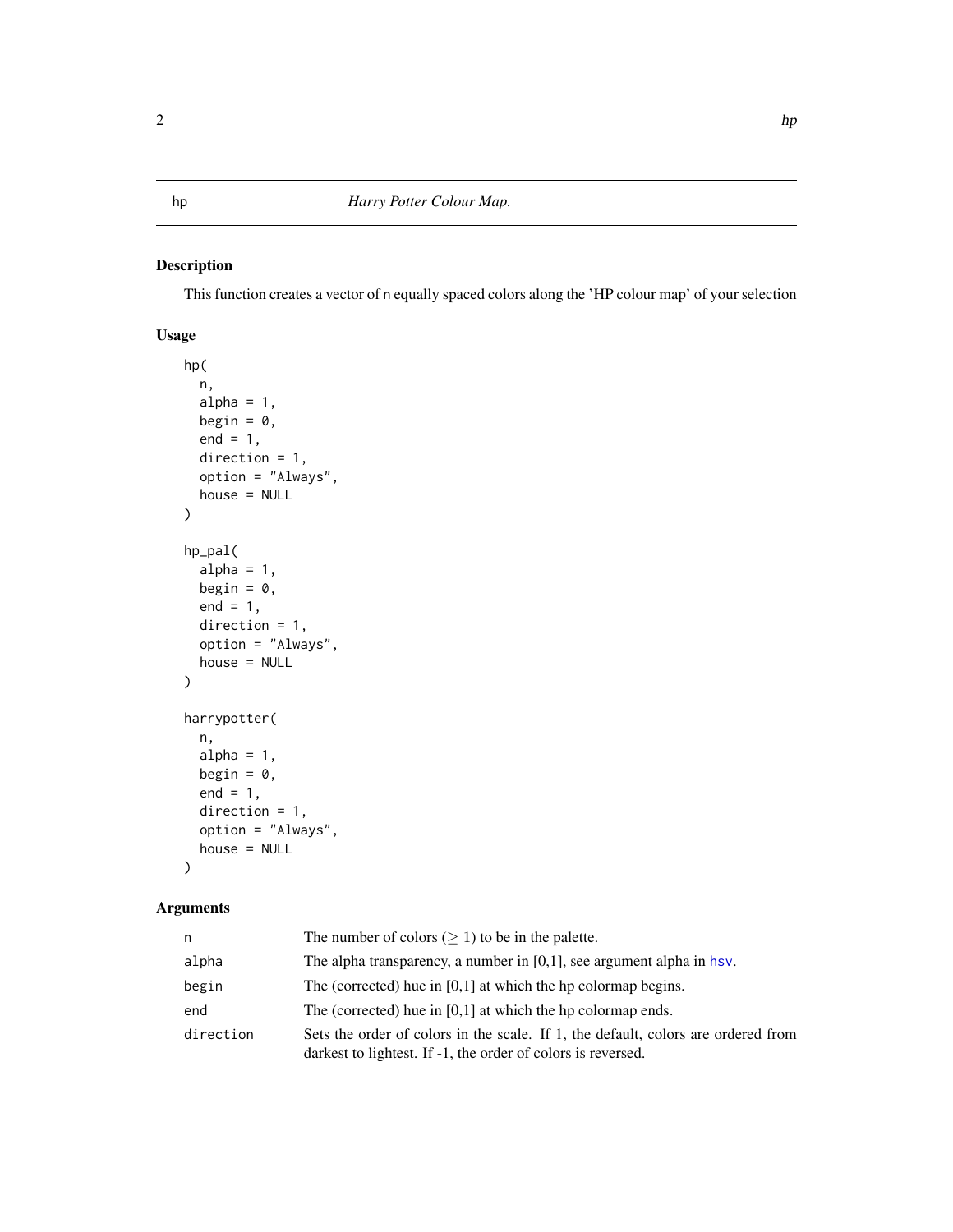# hp — *Harry Potter Colour Map.*

## Description

This function creates a vector of n equally spaced colors along the 'HP colour map' of your selection

## Usage

```
hp(
  n,
  alpha = 1,
  begin = 0,
  end = 1,
  direction = 1,
  option = "Always",
  house = NULL
)

hp_pal(
  alpha = 1,
  begin = 0,
  end = 1,
  direction = 1,
  option = "Always",
  house = NULL
)

harrypotter(
  n,
  alpha = 1,
  begin = 0,
  end = 1,
  direction = 1,
  option = "Always",
  house = NULL
)
```

## Arguments

| | |
|---|---|
| n | The number of colors ($\geq 1$) to be in the palette. |
| alpha | The alpha transparency, a number in [0,1], see argument alpha in hsv. |
| begin | The (corrected) hue in [0,1] at which the hp colormap begins. |
| end | The (corrected) hue in [0,1] at which the hp colormap ends. |
| direction | Sets the order of colors in the scale. If 1, the default, colors are ordered from darkest to lightest. If -1, the order of colors is reversed. |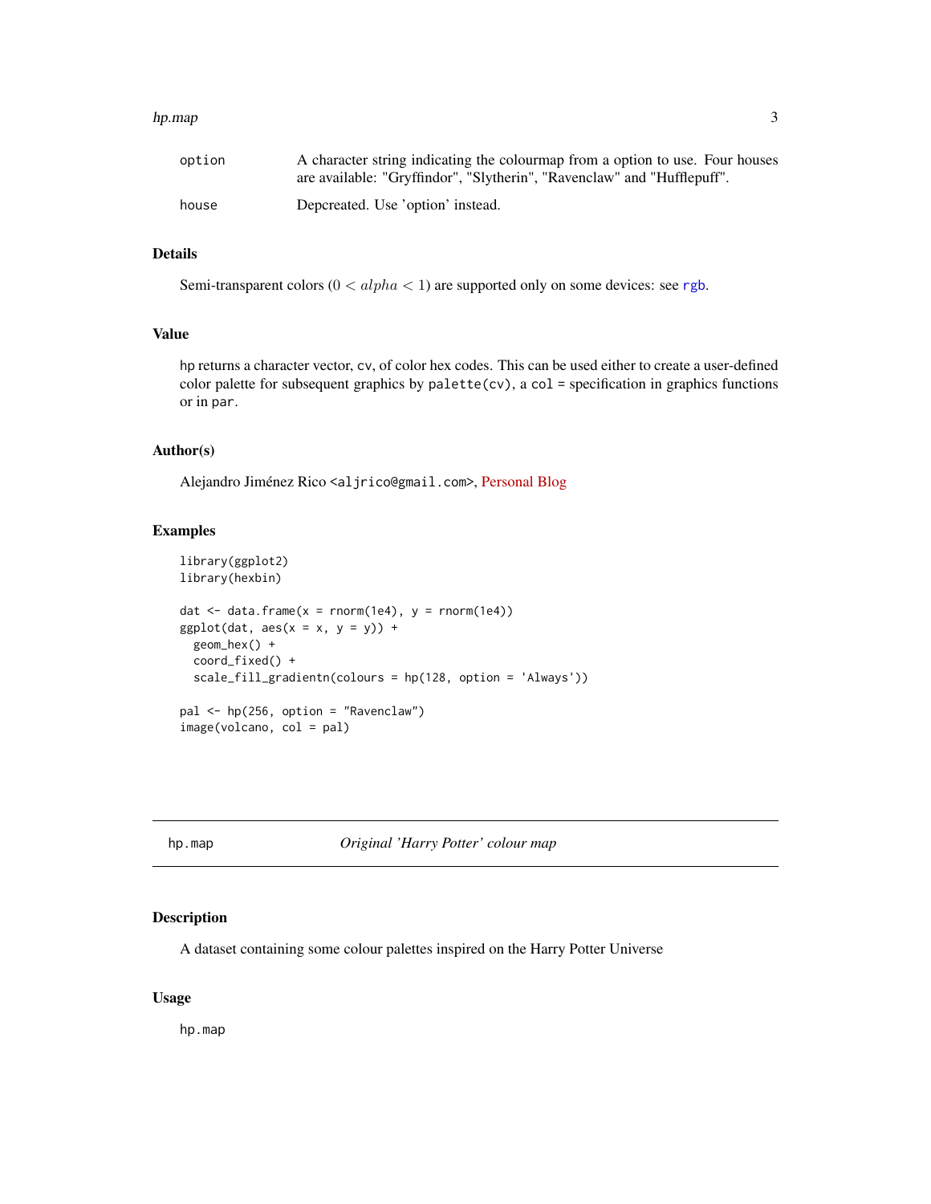| | |
|---|---|
| option | A character string indicating the colourmap from a option to use. Four houses are available: "Gryffindor", "Slytherin", "Ravenclaw" and "Hufflepuff". |
| house | Depcreated. Use 'option' instead. |

## Details

Semi-transparent colors ($0 < alpha < 1$) are supported only on some devices: see rgb.

## Value

hp returns a character vector, cv, of color hex codes. This can be used either to create a user-defined color palette for subsequent graphics by palette(cv), a col = specification in graphics functions or in par.

## Author(s)

Alejandro Jiménez Rico <aljrico@gmail.com>, Personal Blog

## Examples

```
library(ggplot2)
library(hexbin)

dat <- data.frame(x = rnorm(1e4), y = rnorm(1e4))
ggplot(dat, aes(x = x, y = y)) +
  geom_hex() +
  coord_fixed() +
  scale_fill_gradientn(colours = hp(128, option = 'Always'))

pal <- hp(256, option = "Ravenclaw")
image(volcano, col = pal)
```

---

# hp.map — *Original 'Harry Potter' colour map*

## Description

A dataset containing some colour palettes inspired on the Harry Potter Universe

## Usage

```
hp.map
```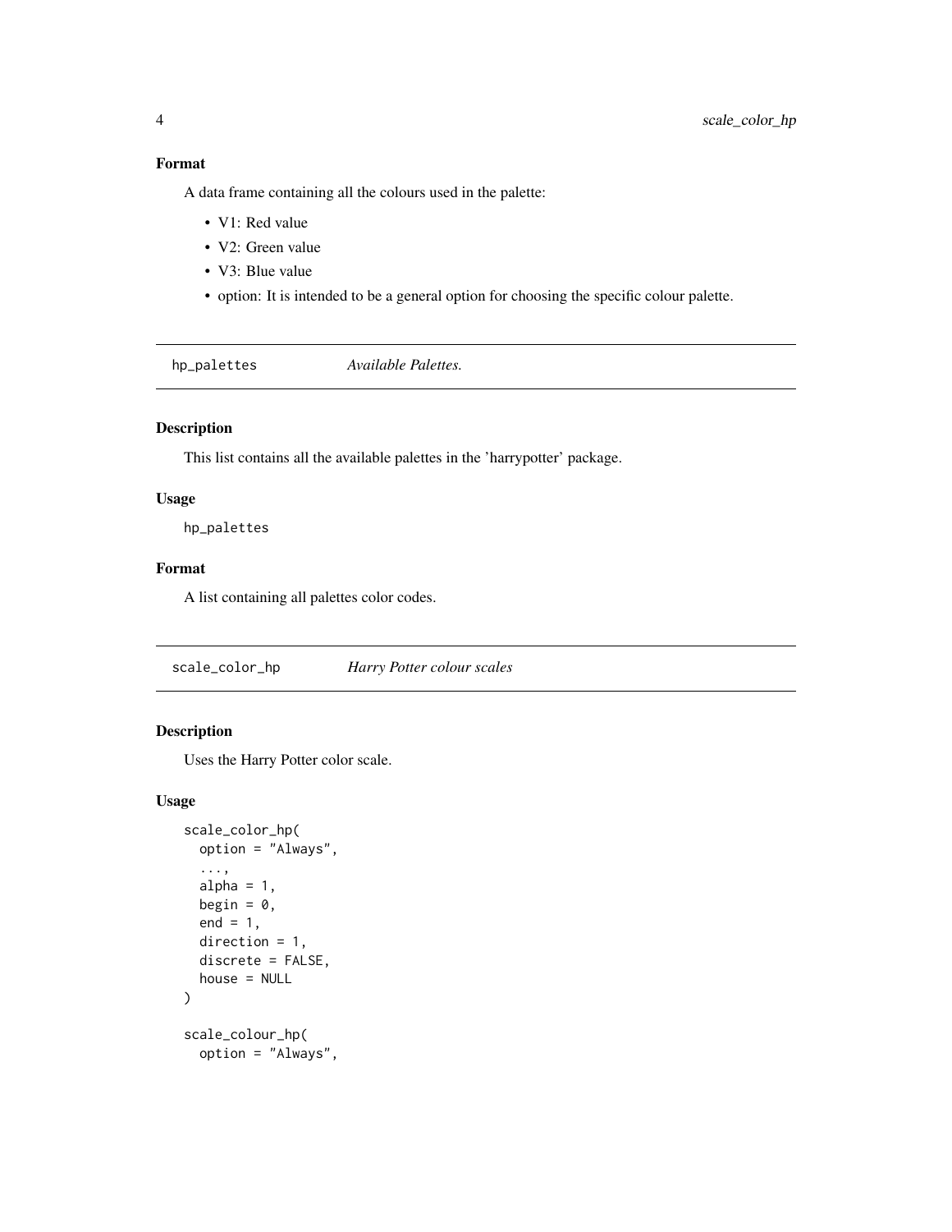### Format

A data frame containing all the colours used in the palette:

- V1: Red value
- V2: Green value
- V3: Blue value
- option: It is intended to be a general option for choosing the specific colour palette.

---

## hp_palettes *Available Palettes.*

### Description

This list contains all the available palettes in the 'harrypotter' package.

### Usage

```
hp_palettes
```

### Format

A list containing all palettes color codes.

---

## scale_color_hp *Harry Potter colour scales*

### Description

Uses the Harry Potter color scale.

### Usage

```
scale_color_hp(
  option = "Always",
  ...,
  alpha = 1,
  begin = 0,
  end = 1,
  direction = 1,
  discrete = FALSE,
  house = NULL
)

scale_colour_hp(
  option = "Always",
```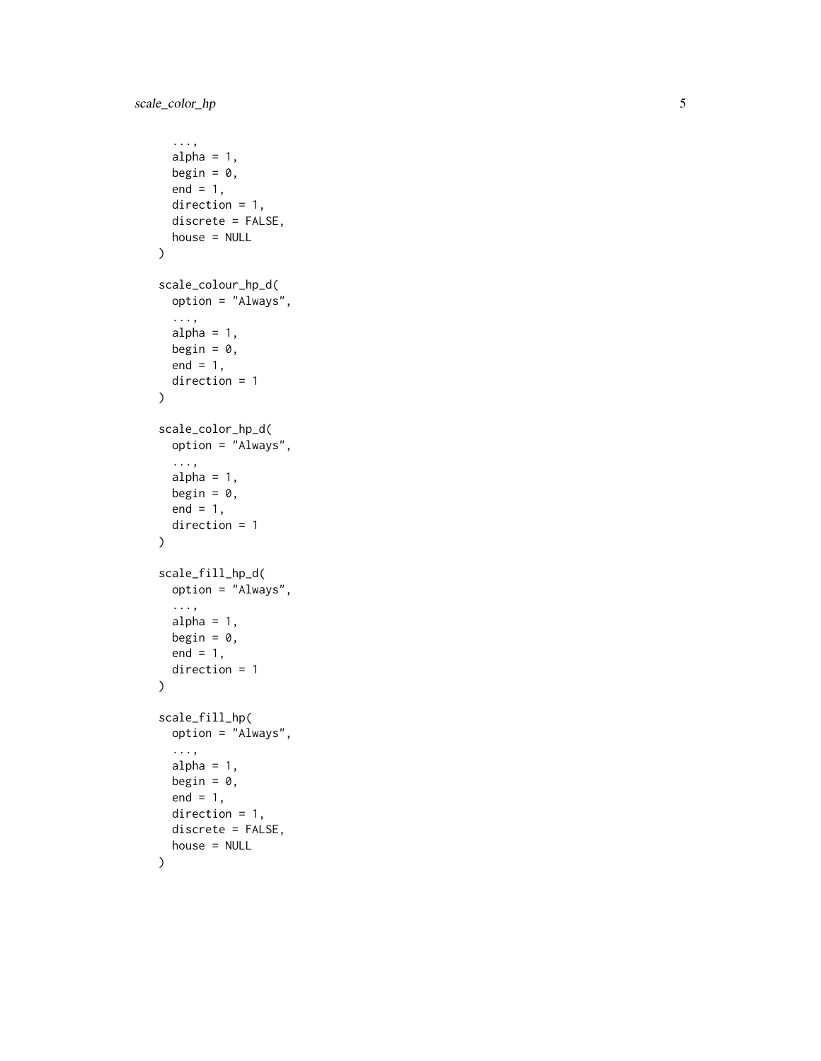```
  ...,
  alpha = 1,
  begin = 0,
  end = 1,
  direction = 1,
  discrete = FALSE,
  house = NULL
)

scale_colour_hp_d(
  option = "Always",
  ...,
  alpha = 1,
  begin = 0,
  end = 1,
  direction = 1
)

scale_color_hp_d(
  option = "Always",
  ...,
  alpha = 1,
  begin = 0,
  end = 1,
  direction = 1
)

scale_fill_hp_d(
  option = "Always",
  ...,
  alpha = 1,
  begin = 0,
  end = 1,
  direction = 1
)

scale_fill_hp(
  option = "Always",
  ...,
  alpha = 1,
  begin = 0,
  end = 1,
  direction = 1,
  discrete = FALSE,
  house = NULL
)
```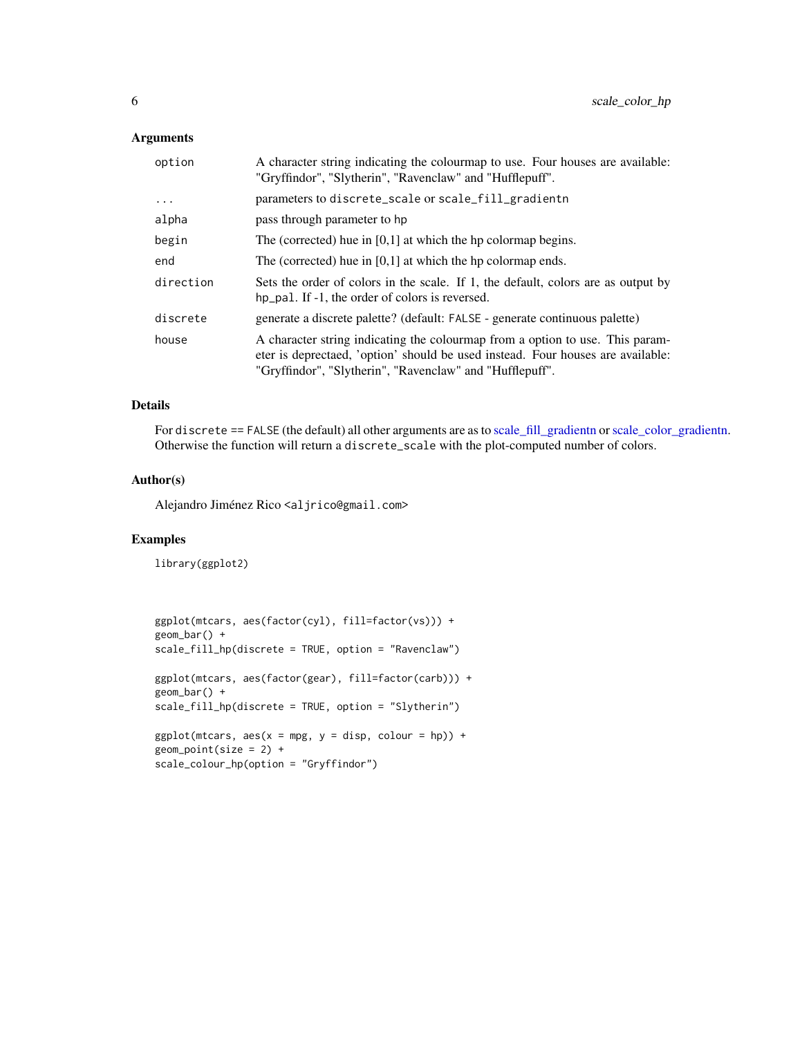## Arguments

| | |
|---|---|
| option | A character string indicating the colourmap to use. Four houses are available: "Gryffindor", "Slytherin", "Ravenclaw" and "Hufflepuff". |
| ... | parameters to discrete_scale or scale_fill_gradientn |
| alpha | pass through parameter to hp |
| begin | The (corrected) hue in [0,1] at which the hp colormap begins. |
| end | The (corrected) hue in [0,1] at which the hp colormap ends. |
| direction | Sets the order of colors in the scale. If 1, the default, colors are as output by hp_pal. If -1, the order of colors is reversed. |
| discrete | generate a discrete palette? (default: FALSE - generate continuous palette) |
| house | A character string indicating the colourmap from a option to use. This parameter is deprectaed, 'option' should be used instead. Four houses are available: "Gryffindor", "Slytherin", "Ravenclaw" and "Hufflepuff". |

## Details

For discrete == FALSE (the default) all other arguments are as to scale_fill_gradientn or scale_color_gradientn. Otherwise the function will return a discrete_scale with the plot-computed number of colors.

## Author(s)

Alejandro Jiménez Rico <aljrico@gmail.com>

## Examples

```
library(ggplot2)



ggplot(mtcars, aes(factor(cyl), fill=factor(vs))) +
geom_bar() +
scale_fill_hp(discrete = TRUE, option = "Ravenclaw")

ggplot(mtcars, aes(factor(gear), fill=factor(carb))) +
geom_bar() +
scale_fill_hp(discrete = TRUE, option = "Slytherin")

ggplot(mtcars, aes(x = mpg, y = disp, colour = hp)) +
geom_point(size = 2) +
scale_colour_hp(option = "Gryffindor")
```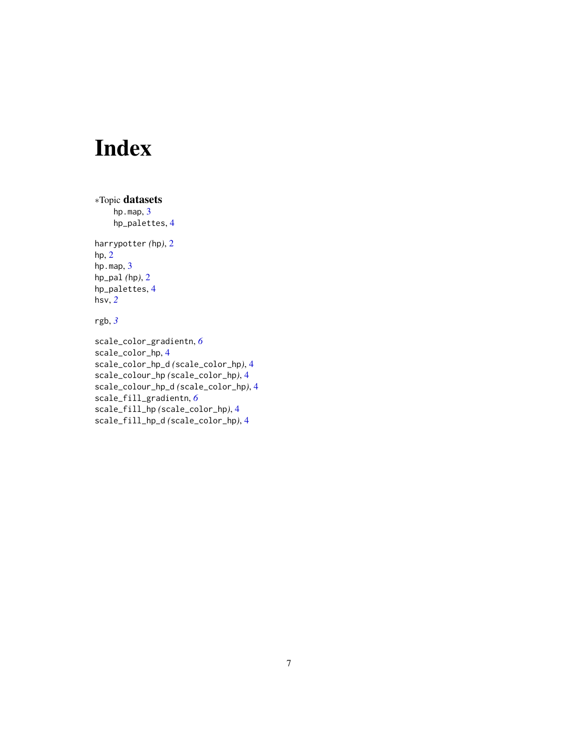# Index

∗Topic **datasets**
- hp.map, 3
- hp_palettes, 4

harrypotter *(*hp*)*, 2
hp, 2
hp.map, 3
hp_pal *(*hp*)*, 2
hp_palettes, 4
hsv, *2*

rgb, *3*

scale_color_gradientn, *6*
scale_color_hp, 4
scale_color_hp_d *(*scale_color_hp*)*, 4
scale_colour_hp *(*scale_color_hp*)*, 4
scale_colour_hp_d *(*scale_color_hp*)*, 4
scale_fill_gradientn, *6*
scale_fill_hp *(*scale_color_hp*)*, 4
scale_fill_hp_d *(*scale_color_hp*)*, 4